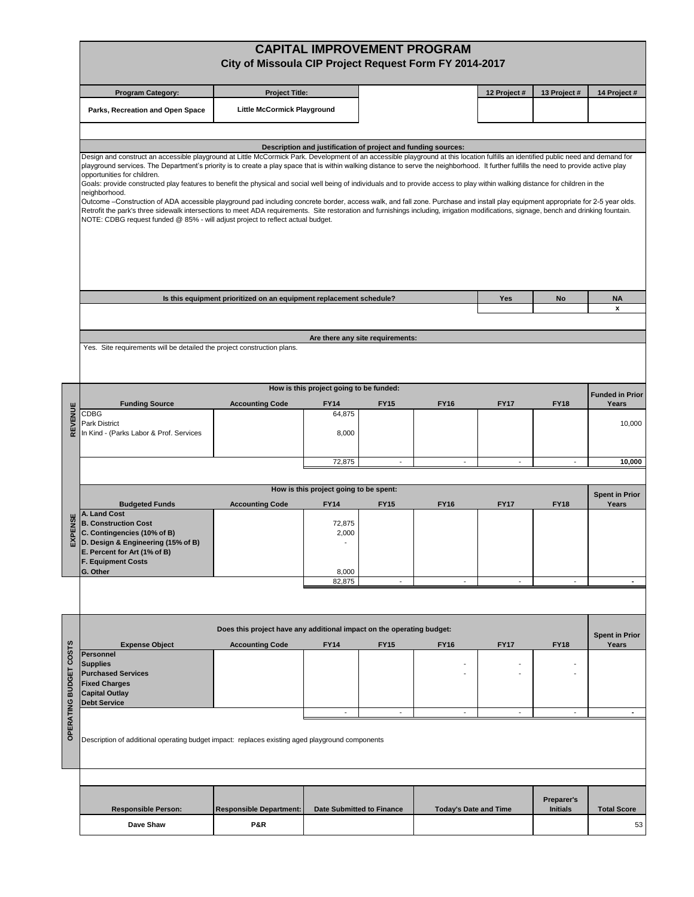# CAPITAL IMPROVEMENT PROGRAM

## City of Missoula CIP Project Request Form FY 2014-2017

| Program Category: | Project Title: | | 12 Project # | 13 Project # | 14 Project # |
|---|---|---|---|---|---|
| Parks, Recreation and Open Space | Little McCormick Playground | | | | |

### Description and justification of project and funding sources:

Design and construct an accessible playground at Little McCormick Park. Development of an accessible playground at this location fulfills an identified public need and demand for playground services. The Department's priority is to create a play space that is within walking distance to serve the neighborhood. It further fulfills the need to provide active play opportunities for children.

Goals: provide constructed play features to benefit the physical and social well being of individuals and to provide access to play within walking distance for children in the neighborhood.

Outcome –Construction of ADA accessible playground pad including concrete border, access walk, and fall zone. Purchase and install play equipment appropriate for 2-5 year olds. Retrofit the park's three sidewalk intersections to meet ADA requirements. Site restoration and furnishings including, irrigation modifications, signage, bench and drinking fountain.

NOTE: CDBG request funded @ 85% - will adjust project to reflect actual budget.

| Is this equipment prioritized on an equipment replacement schedule? | Yes | No | NA |
|---|---|---|---|
| | | | x |

### Are there any site requirements:

Yes. Site requirements will be detailed the project construction plans.

### How is this project going to be funded:

**REVENUE**

| Funding Source | Accounting Code | FY14 | FY15 | FY16 | FY17 | FY18 | Funded in Prior Years |
|---|---|---|---|---|---|---|---|
| CDBG | | 64,875 | | | | | |
| Park District | | | | | | | 10,000 |
| In Kind - (Parks Labor & Prof. Services | | 8,000 | | | | | |
| | | 72,875 | - | - | - | - | 10,000 |

### How is this project going to be spent:

**EXPENSE**

| Budgeted Funds | Accounting Code | FY14 | FY15 | FY16 | FY17 | FY18 | Spent in Prior Years |
|---|---|---|---|---|---|---|---|
| A. Land Cost | | | | | | | |
| B. Construction Cost | | 72,875 | | | | | |
| C. Contingencies (10% of B) | | 2,000 | | | | | |
| D. Design & Engineering (15% of B) | | - | | | | | |
| E. Percent for Art (1% of B) | | | | | | | |
| F. Equipment Costs | | | | | | | |
| G. Other | | 8,000 | | | | | |
| | | 82,875 | - | - | - | - | - |

### Does this project have any additional impact on the operating budget:

**OPERATING BUDGET COSTS**

| Expense Object | Accounting Code | FY14 | FY15 | FY16 | FY17 | FY18 | Spent in Prior Years |
|---|---|---|---|---|---|---|---|
| Personnel | | | | | | | |
| Supplies | | | | - | - | - | |
| Purchased Services | | | | - | - | - | |
| Fixed Charges | | | | | | | |
| Capital Outlay | | | | | | | |
| Debt Service | | | | | | | |
| | | - | - | - | - | - | - |

Description of additional operating budget impact: replaces existing aged playground components

| Responsible Person: | Responsible Department: | Date Submitted to Finance | Today's Date and Time | Preparer's Initials | Total Score |
|---|---|---|---|---|---|
| Dave Shaw | P&R | | | | 53 |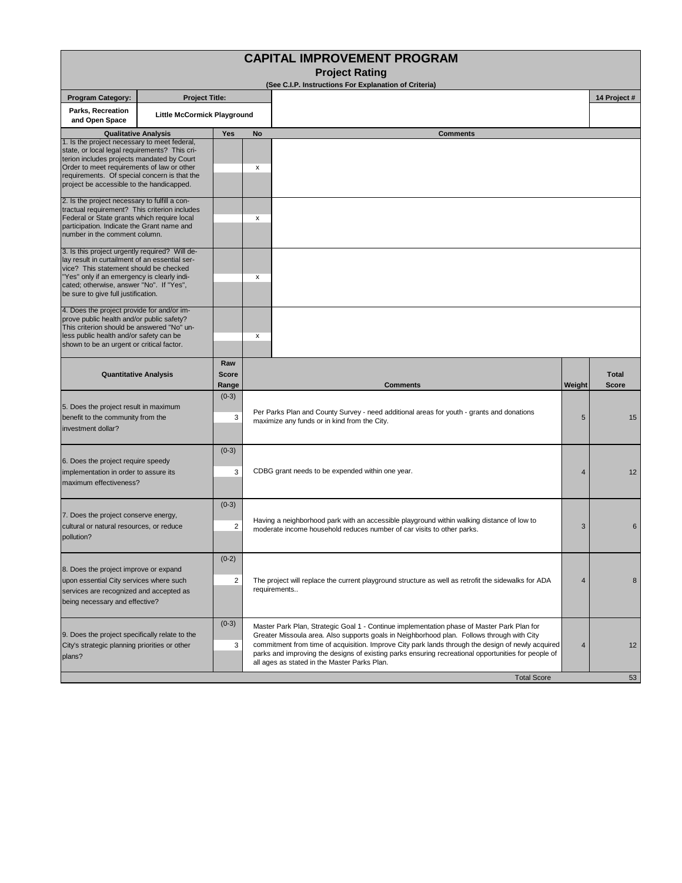# CAPITAL IMPROVEMENT PROGRAM

## Project Rating

**(See C.I.P. Instructions For Explanation of Criteria)**

| Program Category: | Project Title: | 14 Project # |
|---|---|---|
| Parks, Recreation and Open Space | Little McCormick Playground | |

| Qualitative Analysis | Yes | No | Comments |
|---|---|---|---|
| 1. Is the project necessary to meet federal, state, or local legal requirements? This criterion includes projects mandated by Court Order to meet requirements of law or other requirements. Of special concern is that the project be accessible to the handicapped. | | x | |
| 2. Is the project necessary to fulfill a contractual requirement? This criterion includes Federal or State grants which require local participation. Indicate the Grant name and number in the comment column. | | x | |
| 3. Is this project urgently required? Will delay result in curtailment of an essential service? This statement should be checked "Yes" only if an emergency is clearly indicated; otherwise, answer "No". If "Yes", be sure to give full justification. | | x | |
| 4. Does the project provide for and/or improve public health and/or public safety? This criterion should be answered "No" unless public health and/or safety can be shown to be an urgent or critical factor. | | x | |

| Quantitative Analysis | Raw Score Range | Raw Score | Comments | Weight | Total Score |
|---|---|---|---|---|---|
| 5. Does the project result in maximum benefit to the community from the investment dollar? | (0-3) | 3 | Per Parks Plan and County Survey - need additional areas for youth - grants and donations maximize any funds or in kind from the City. | 5 | 15 |
| 6. Does the project require speedy implementation in order to assure its maximum effectiveness? | (0-3) | 3 | CDBG grant needs to be expended within one year. | 4 | 12 |
| 7. Does the project conserve energy, cultural or natural resources, or reduce pollution? | (0-3) | 2 | Having a neighborhood park with an accessible playground within walking distance of low to moderate income household reduces number of car visits to other parks. | 3 | 6 |
| 8. Does the project improve or expand upon essential City services where such services are recognized and accepted as being necessary and effective? | (0-2) | 2 | The project will replace the current playground structure as well as retrofit the sidewalks for ADA requirements.. | 4 | 8 |
| 9. Does the project specifically relate to the City's strategic planning priorities or other plans? | (0-3) | 3 | Master Park Plan, Strategic Goal 1 - Continue implementation phase of Master Park Plan for Greater Missoula area. Also supports goals in Neighborhood plan. Follows through with City commitment from time of acquisition. Improve City park lands through the design of newly acquired parks and improving the designs of existing parks ensuring recreational opportunities for people of all ages as stated in the Master Parks Plan. | 4 | 12 |
| | | | Total Score | | 53 |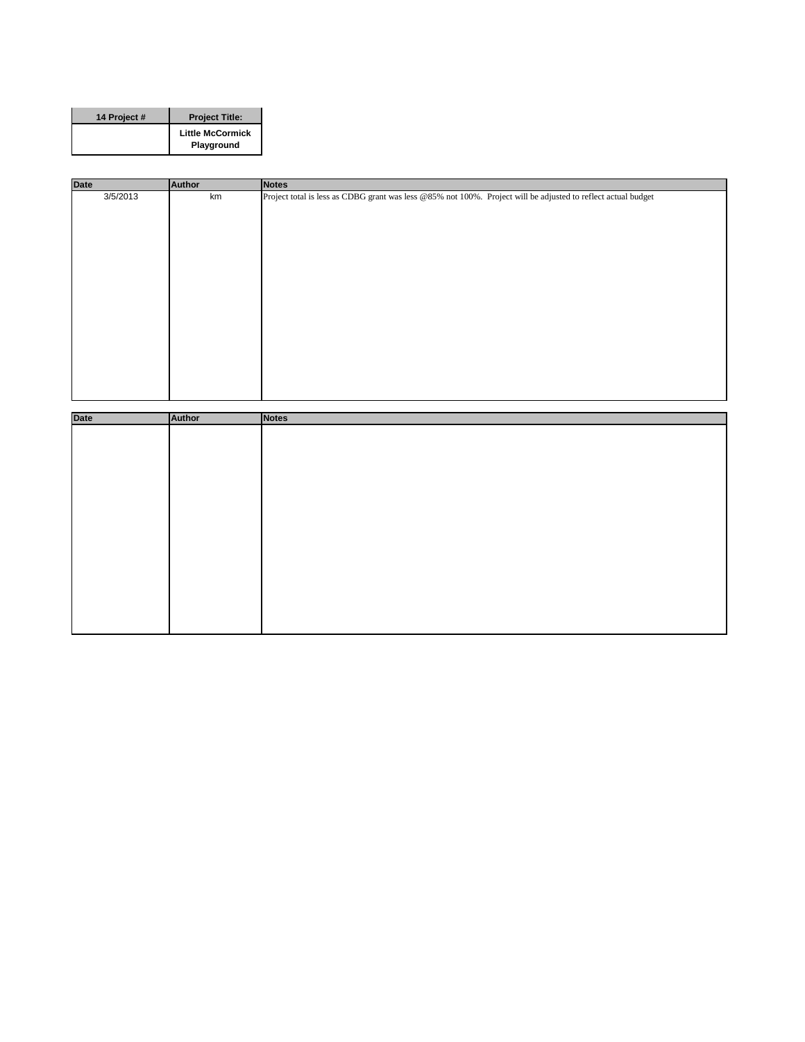| 14 Project # | Project Title: |
|---|---|
| | Little McCormick Playground |

| Date | Author | Notes |
|---|---|---|
| 3/5/2013 | km | Project total is less as CDBG grant was less @85% not 100%. Project will be adjusted to reflect actual budget |

| Date | Author | Notes |
|---|---|---|
| | | |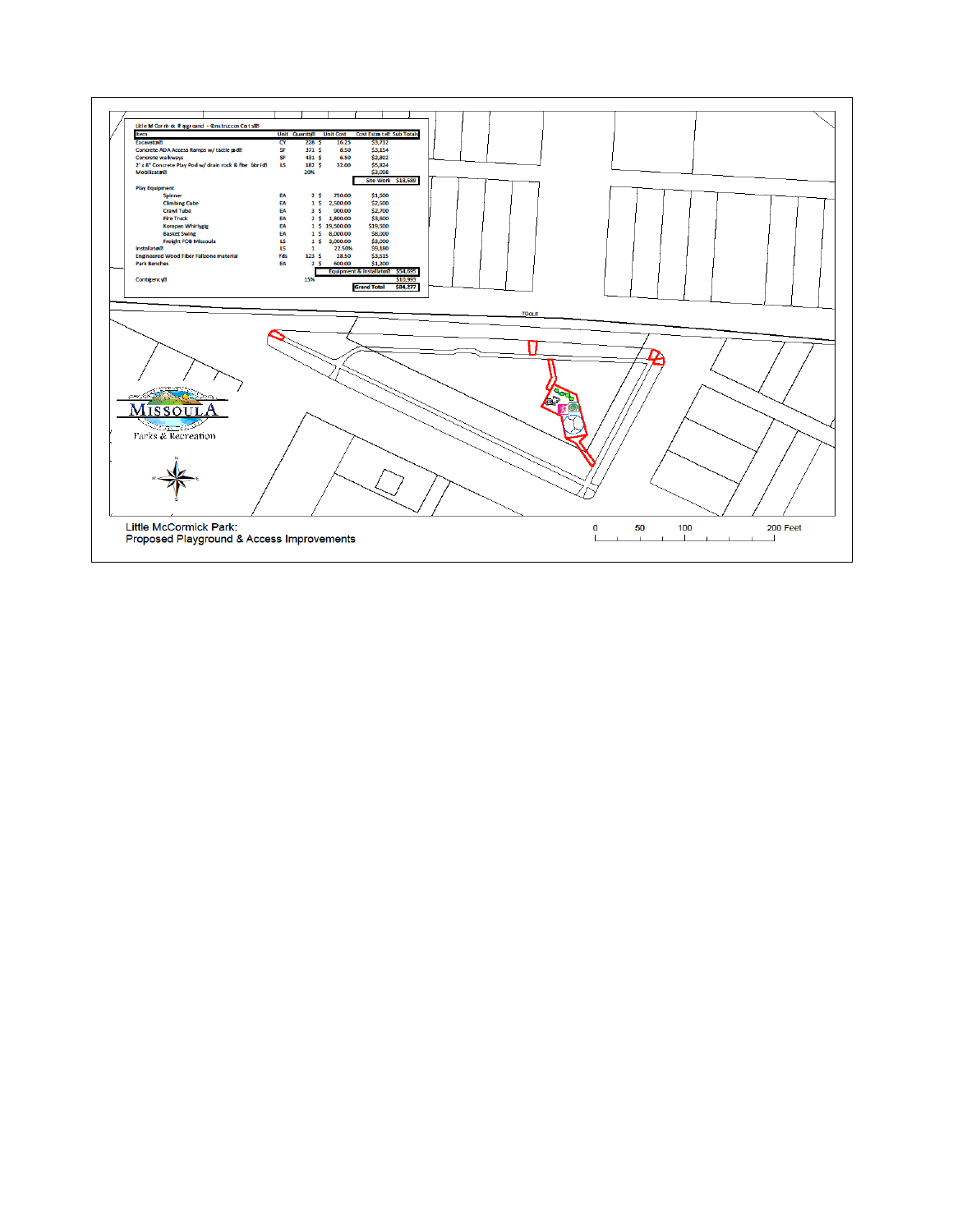Little McCormick Playground - Construction Costs

| Item | Unit | Quantity | Unit Cost | Cost Estimate | Sub Totals |
|---|---|---|---|---|---|
| Excavation | CY | 228 | $ 16.25 | $3,712 | |
| Concrete ADA Access Ramps w/ tactile pad | SF | 371 | $ 8.50 | $3,154 | |
| Concrete walkways | SF | 431 | $ 6.50 | $2,802 | |
| 2" x 8" Concrete Play Pod w/ drain rock & fiber fabric | LS | 182 | $ 32.00 | $5,824 | |
| Mobilization | | 20% | | $3,098 | |
| | | | | Site Work | $18,589 |
| Play Equipment | | | | | |
| Spinner | EA | 2 | $ 750.00 | $1,500 | |
| Climbing Cube | EA | 1 | $ 2,500.00 | $2,500 | |
| Crawl Tube | EA | 3 | $ 900.00 | $2,700 | |
| Fire Truck | EA | 2 | $ 1,800.00 | $3,600 | |
| Kompan Whirlygig | EA | 1 | $ 19,500.00 | $19,500 | |
| Basket Swing | EA | 1 | $ 8,000.00 | $8,000 | |
| Freight FOB Missoula | LS | 1 | $ 3,000.00 | $3,000 | |
| Installation | LS | 1 | 22.50% | $9,180 | |
| Engineered Wood Fiber Fallzone material | Yds | 123 | $ 28.50 | $3,515 | |
| Park Benches | EA | 2 | $ 600.00 | $1,200 | |
| | | | | Equipment & Installation | $54,695 |
| Contingency | | 15% | | | $10,993 |
| | | | | Grand Total | $84,277 |

TOOLE

Missoula Parks & Recreation

Little McCormick Park:
Proposed Playground & Access Improvements

0 50 100 200 Feet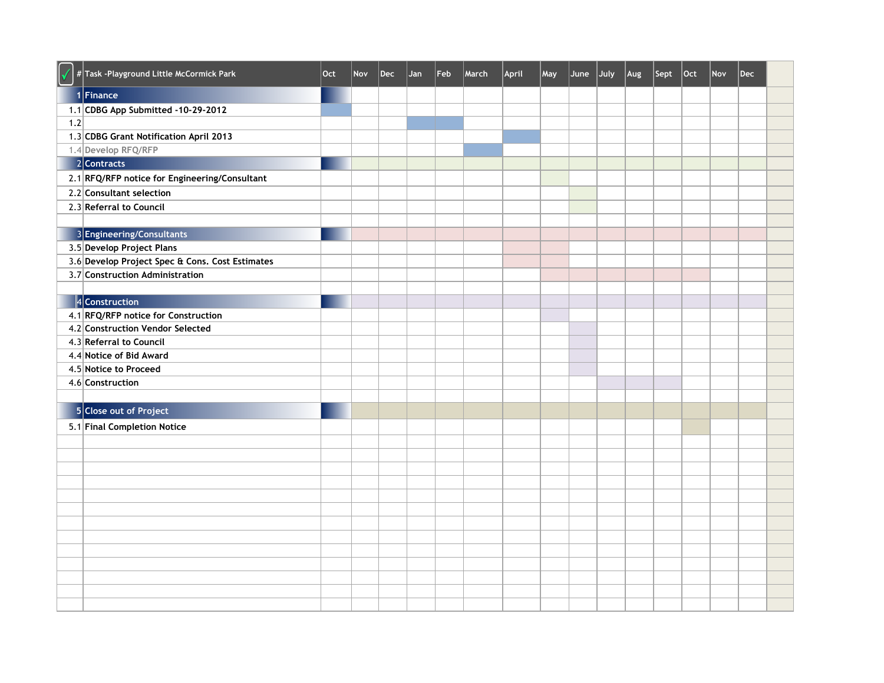| ✓ | # | Task -Playground Little McCormick Park | Oct | Nov | Dec | Jan | Feb | March | April | May | June | July | Aug | Sept | Oct | Nov | Dec |
|---|---|---|---|---|---|---|---|---|---|---|---|---|---|---|---|---|---|
| | 1 | Finance | | | | | | | | | | | | | | | |
| | 1.1 | CDBG App Submitted -10-29-2012 | | | | | | | | | | | | | | | |
| | 1.2 | | | | | | | | | | | | | | | | |
| | 1.3 | CDBG Grant Notification April 2013 | | | | | | | | | | | | | | | |
| | 1.4 | Develop RFQ/RFP | | | | | | | | | | | | | | | |
| | 2 | Contracts | | | | | | | | | | | | | | | |
| | 2.1 | RFQ/RFP notice for Engineering/Consultant | | | | | | | | | | | | | | | |
| | 2.2 | Consultant selection | | | | | | | | | | | | | | | |
| | 2.3 | Referral to Council | | | | | | | | | | | | | | | |
| | | | | | | | | | | | | | | | | | |
| | 3 | Engineering/Consultants | | | | | | | | | | | | | | | |
| | 3.5 | Develop Project Plans | | | | | | | | | | | | | | | |
| | 3.6 | Develop Project Spec & Cons. Cost Estimates | | | | | | | | | | | | | | | |
| | 3.7 | Construction Administration | | | | | | | | | | | | | | | |
| | | | | | | | | | | | | | | | | | |
| | 4 | Construction | | | | | | | | | | | | | | | |
| | 4.1 | RFQ/RFP notice for Construction | | | | | | | | | | | | | | | |
| | 4.2 | Construction Vendor Selected | | | | | | | | | | | | | | | |
| | 4.3 | Referral to Council | | | | | | | | | | | | | | | |
| | 4.4 | Notice of Bid Award | | | | | | | | | | | | | | | |
| | 4.5 | Notice to Proceed | | | | | | | | | | | | | | | |
| | 4.6 | Construction | | | | | | | | | | | | | | | |
| | | | | | | | | | | | | | | | | | |
| | 5 | Close out of Project | | | | | | | | | | | | | | | |
| | 5.1 | Final Completion Notice | | | | | | | | | | | | | | | |